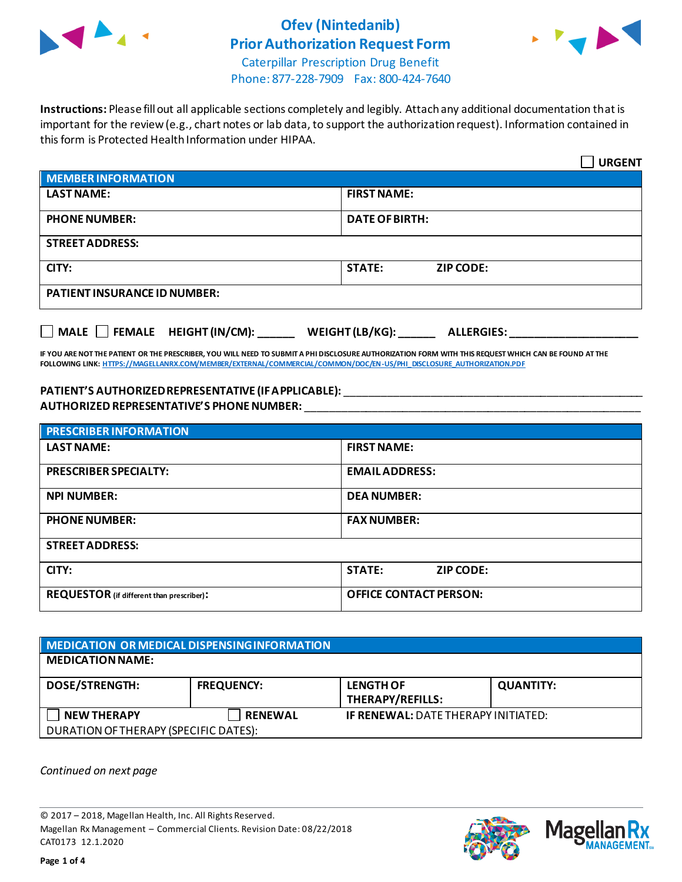# Ofev (Nintedanib) Prior Authorization Request Form

Caterpillar Prescription Drug Benefit
Phone: 877-228-7909 Fax: 800-424-7640

**Instructions:** Please fill out all applicable sections completely and legibly. Attach any additional documentation that is important for the review (e.g., chart notes or lab data, to support the authorization request). Information contained in this form is Protected Health Information under HIPAA.

☐ **URGENT**

| **MEMBER INFORMATION** | |
|---|---|
| **LAST NAME:** | **FIRST NAME:** |
| **PHONE NUMBER:** | **DATE OF BIRTH:** |
| **STREET ADDRESS:** | |
| **CITY:** | **STATE:** **ZIP CODE:** |
| **PATIENT INSURANCE ID NUMBER:** | |

☐ **MALE** ☐ **FEMALE** **HEIGHT (IN/CM):** ______ **WEIGHT (LB/KG):** ______ **ALLERGIES:** ____________________

**IF YOU ARE NOT THE PATIENT OR THE PRESCRIBER, YOU WILL NEED TO SUBMIT A PHI DISCLOSURE AUTHORIZATION FORM WITH THIS REQUEST WHICH CAN BE FOUND AT THE FOLLOWING LINK: HTTPS://MAGELLANRX.COM/MEMBER/EXTERNAL/COMMERCIAL/COMMON/DOC/EN-US/PHI_DISCLOSURE_AUTHORIZATION.PDF**

**PATIENT'S AUTHORIZED REPRESENTATIVE (IF APPLICABLE):** ____________________________________________
**AUTHORIZED REPRESENTATIVE'S PHONE NUMBER:** ____________________________________________

| **PRESCRIBER INFORMATION** | |
|---|---|
| **LAST NAME:** | **FIRST NAME:** |
| **PRESCRIBER SPECIALTY:** | **EMAIL ADDRESS:** |
| **NPI NUMBER:** | **DEA NUMBER:** |
| **PHONE NUMBER:** | **FAX NUMBER:** |
| **STREET ADDRESS:** | |
| **CITY:** | **STATE:** **ZIP CODE:** |
| **REQUESTOR** (if different than prescriber)**:** | **OFFICE CONTACT PERSON:** |

| **MEDICATION OR MEDICAL DISPENSING INFORMATION** | | | |
|---|---|---|---|
| **MEDICATION NAME:** | | | |
| **DOSE/STRENGTH:** | **FREQUENCY:** | **LENGTH OF THERAPY/REFILLS:** | **QUANTITY:** |
| ☐ **NEW THERAPY** | ☐ **RENEWAL** | **IF RENEWAL:** DATE THERAPY INITIATED: | |
| DURATION OF THERAPY (SPECIFIC DATES): | | | |

*Continued on next page*

© 2017 – 2018, Magellan Health, Inc. All Rights Reserved.
Magellan Rx Management – Commercial Clients. Revision Date: 08/22/2018
CAT0173 12.1.2020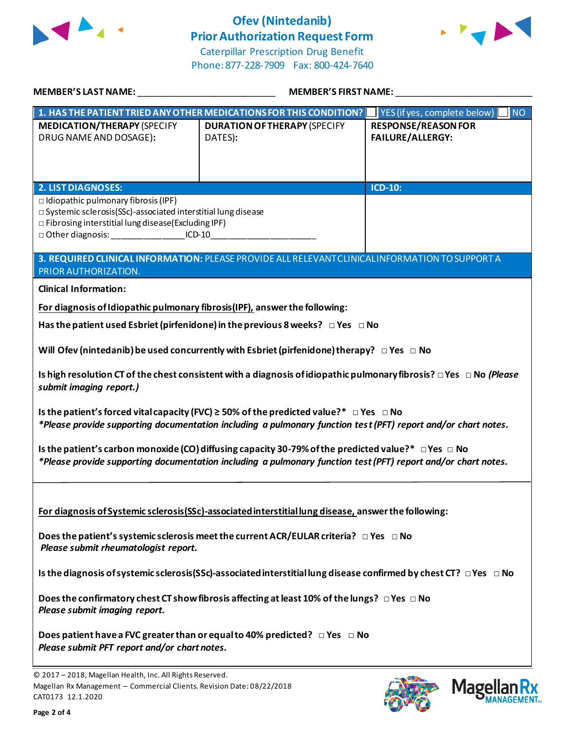# Ofev (Nintedanib) Prior Authorization Request Form

Caterpillar Prescription Drug Benefit
Phone: 877-228-7909 Fax: 800-424-7640

**MEMBER'S LAST NAME:** ___________________________ **MEMBER'S FIRST NAME:** ___________________________

| **1. HAS THE PATIENT TRIED ANY OTHER MEDICATIONS FOR THIS CONDITION?** | | ☐ YES (if yes, complete below) ☐ NO |
|---|---|---|
| **MEDICATION/THERAPY** (SPECIFY DRUG NAME AND DOSAGE): | **DURATION OF THERAPY** (SPECIFY DATES): | **RESPONSE/REASON FOR FAILURE/ALLERGY:** |
| | | |

| **2. LIST DIAGNOSES:** | **ICD-10:** |
|---|---|
| □ Idiopathic pulmonary fibrosis (IPF)<br>□ Systemic sclerosis(SSc)-associated interstitial lung disease<br>□ Fibrosing interstitial lung disease(Excluding IPF)<br>□ Other diagnosis: _______________ICD-10______________________ | |

**3. REQUIRED CLINICAL INFORMATION:** PLEASE PROVIDE ALL RELEVANT CLINICAL INFORMATION TO SUPPORT A PRIOR AUTHORIZATION.

**Clinical Information:**

**For diagnosis of Idiopathic pulmonary fibrosis (IPF), answer the following:**

**Has the patient used Esbriet (pirfenidone) in the previous 8 weeks?** □ Yes □ No

**Will Ofev (nintedanib) be used concurrently with Esbriet (pirfenidone) therapy?** □ Yes □ No

**Is high resolution CT of the chest consistent with a diagnosis of idiopathic pulmonary fibrosis?** □ Yes □ No *(Please submit imaging report.)*

**Is the patient's forced vital capacity (FVC) ≥ 50% of the predicted value?*** □ Yes □ No
**Please provide supporting documentation including a pulmonary function test (PFT) report and/or chart notes.*

**Is the patient's carbon monoxide (CO) diffusing capacity 30-79% of the predicted value?*** □ Yes □ No
**Please provide supporting documentation including a pulmonary function test (PFT) report and/or chart notes.*

**For diagnosis of Systemic sclerosis (SSc)-associated interstitial lung disease, answer the following:**

**Does the patient's systemic sclerosis meet the current ACR/EULAR criteria?** □ Yes □ No
*Please submit rheumatologist report.*

**Is the diagnosis of systemic sclerosis (SSc)-associated interstitial lung disease confirmed by chest CT?** □ Yes □ No

**Does the confirmatory chest CT show fibrosis affecting at least 10% of the lungs?** □ Yes □ No
*Please submit imaging report.*

**Does patient have a FVC greater than or equal to 40% predicted?** □ Yes □ No
*Please submit PFT report and/or chart notes.*

© 2017 – 2018, Magellan Health, Inc. All Rights Reserved.
Magellan Rx Management – Commercial Clients. Revision Date: 08/22/2018
CAT0173 12.1.2020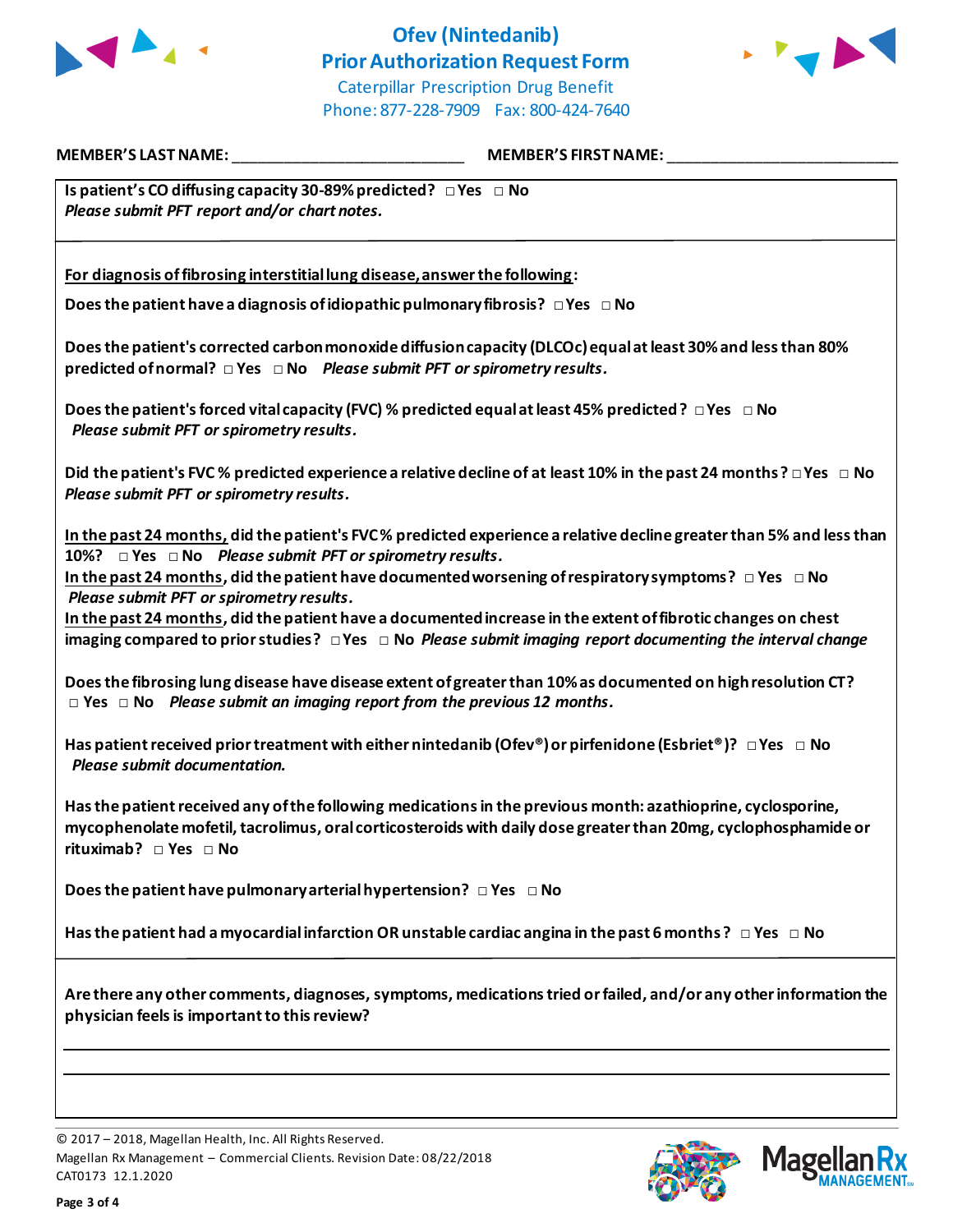# Ofev (Nintedanib) Prior Authorization Request Form

Caterpillar Prescription Drug Benefit
Phone: 877-228-7909 Fax: 800-424-7640

**MEMBER'S LAST NAME:** ___________________________ **MEMBER'S FIRST NAME:** ___________________________

**Is patient's CO diffusing capacity 30-89% predicted?** □ Yes □ No
*Please submit PFT report and/or chart notes.*

**For diagnosis of fibrosing interstitial lung disease, answer the following:**

**Does the patient have a diagnosis of idiopathic pulmonary fibrosis?** □ Yes □ No

**Does the patient's corrected carbon monoxide diffusion capacity (DLCOc) equal at least 30% and less than 80% predicted of normal?** □ Yes □ No *Please submit PFT or spirometry results.*

**Does the patient's forced vital capacity (FVC) % predicted equal at least 45% predicted?** □ Yes □ No
*Please submit PFT or spirometry results.*

**Did the patient's FVC % predicted experience a relative decline of at least 10% in the past 24 months?** □ Yes □ No
*Please submit PFT or spirometry results.*

**In the past 24 months, did the patient's FVC % predicted experience a relative decline greater than 5% and less than 10%?** □ Yes □ No *Please submit PFT or spirometry results.*

**In the past 24 months, did the patient have documented worsening of respiratory symptoms?** □ Yes □ No
*Please submit PFT or spirometry results.*

**In the past 24 months, did the patient have a documented increase in the extent of fibrotic changes on chest imaging compared to prior studies?** □ Yes □ No *Please submit imaging report documenting the interval change*

**Does the fibrosing lung disease have disease extent of greater than 10% as documented on high resolution CT?** □ Yes □ No *Please submit an imaging report from the previous 12 months.*

**Has patient received prior treatment with either nintedanib (Ofev®) or pirfenidone (Esbriet®)?** □ Yes □ No
*Please submit documentation.*

**Has the patient received any of the following medications in the previous month: azathioprine, cyclosporine, mycophenolate mofetil, tacrolimus, oral corticosteroids with daily dose greater than 20mg, cyclophosphamide or rituximab?** □ Yes □ No

**Does the patient have pulmonary arterial hypertension?** □ Yes □ No

**Has the patient had a myocardial infarction OR unstable cardiac angina in the past 6 months?** □ Yes □ No

**Are there any other comments, diagnoses, symptoms, medications tried or failed, and/or any other information the physician feels is important to this review?**

_______________________________________________________________________________

_______________________________________________________________________________

© 2017 – 2018, Magellan Health, Inc. All Rights Reserved.
Magellan Rx Management – Commercial Clients. Revision Date: 08/22/2018
CAT0173 12.1.2020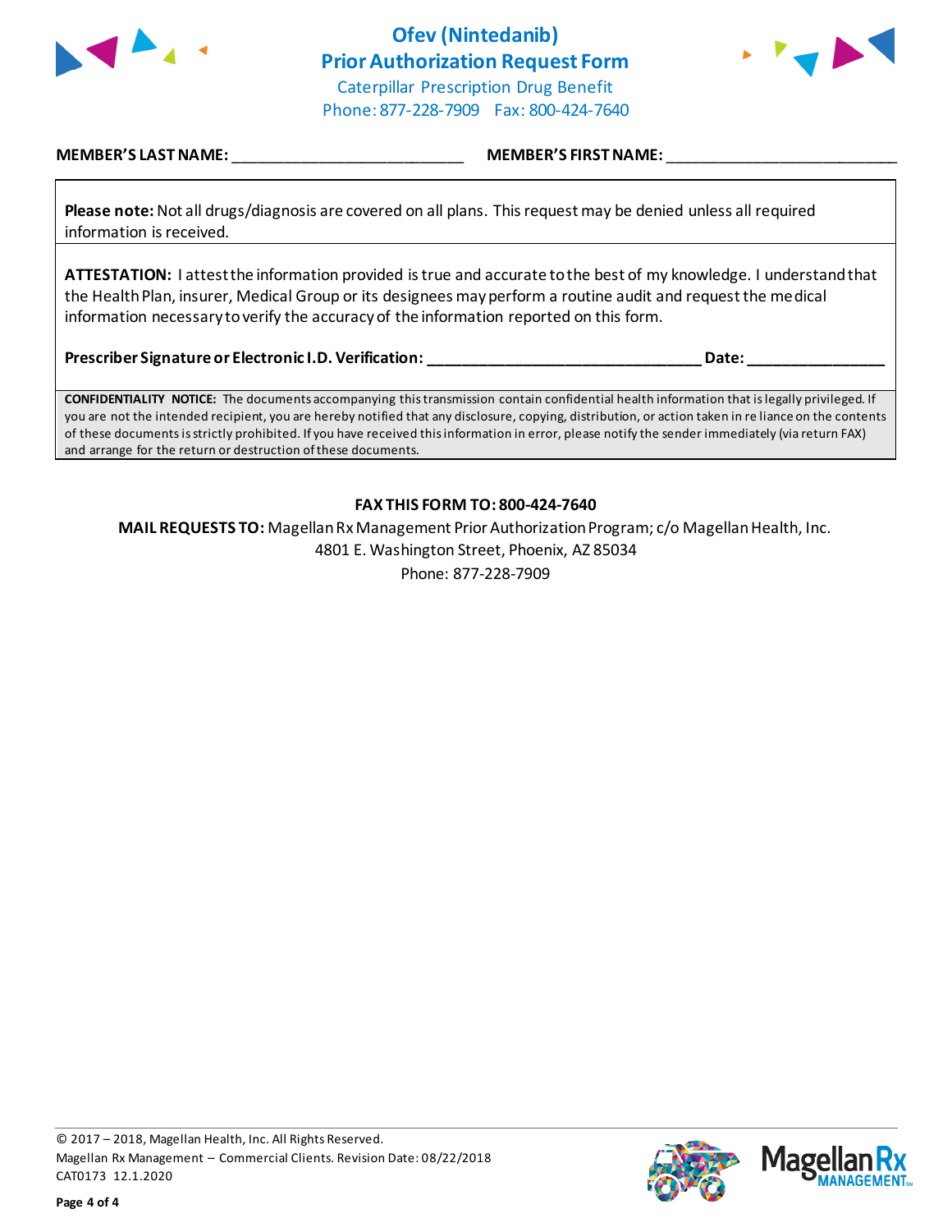# Ofev (Nintedanib) Prior Authorization Request Form

Caterpillar Prescription Drug Benefit
Phone: 877-228-7909 Fax: 800-424-7640

**MEMBER'S LAST NAME:** ___________________________ **MEMBER'S FIRST NAME:** ___________________________

**Please note:** Not all drugs/diagnosis are covered on all plans. This request may be denied unless all required information is received.

**ATTESTATION:** I attest the information provided is true and accurate to the best of my knowledge. I understand that the Health Plan, insurer, Medical Group or its designees may perform a routine audit and request the medical information necessary to verify the accuracy of the information reported on this form.

**Prescriber Signature or Electronic I.D. Verification:** _______________________________ **Date:** _______________

**CONFIDENTIALITY NOTICE:** The documents accompanying this transmission contain confidential health information that is legally privileged. If you are not the intended recipient, you are hereby notified that any disclosure, copying, distribution, or action taken in reliance on the contents of these documents is strictly prohibited. If you have received this information in error, please notify the sender immediately (via return FAX) and arrange for the return or destruction of these documents.

**FAX THIS FORM TO: 800-424-7640**

**MAIL REQUESTS TO:** Magellan Rx Management Prior Authorization Program; c/o Magellan Health, Inc.
4801 E. Washington Street, Phoenix, AZ 85034
Phone: 877-228-7909

© 2017 – 2018, Magellan Health, Inc. All Rights Reserved.
Magellan Rx Management – Commercial Clients. Revision Date: 08/22/2018
CAT0173 12.1.2020